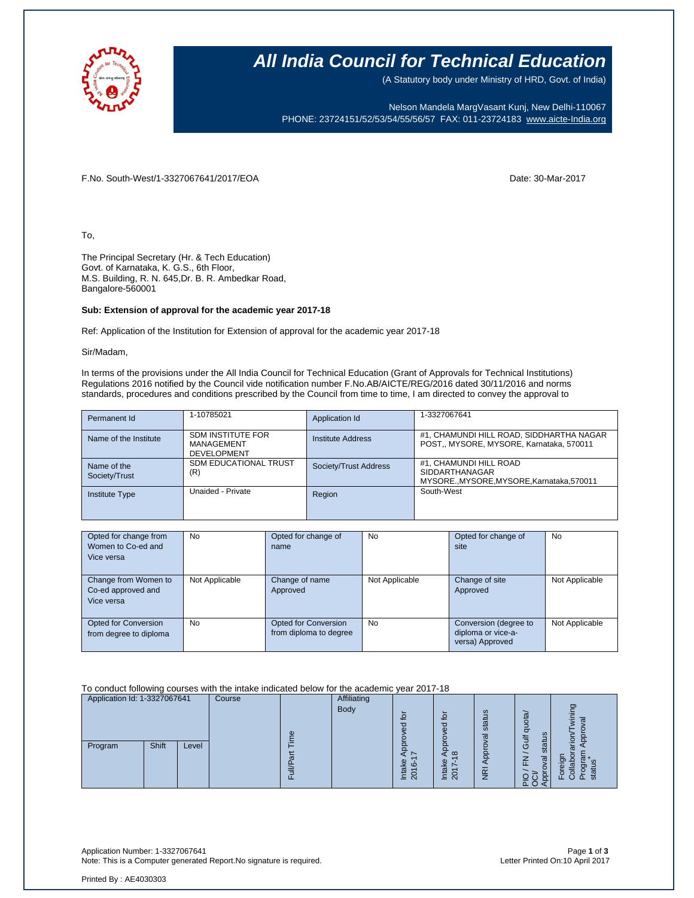# All India Council for Technical Education

(A Statutory body under Ministry of HRD, Govt. of India)

Nelson Mandela MargVasant Kunj, New Delhi-110067
PHONE: 23724151/52/53/54/55/56/57 FAX: 011-23724183 www.aicte-India.org

F.No. South-West/1-3327067641/2017/EOA

Date: 30-Mar-2017

To,

The Principal Secretary (Hr. & Tech Education)
Govt. of Karnataka, K. G.S., 6th Floor,
M.S. Building, R. N. 645,Dr. B. R. Ambedkar Road,
Bangalore-560001

**Sub: Extension of approval for the academic year 2017-18**

Ref: Application of the Institution for Extension of approval for the academic year 2017-18

Sir/Madam,

In terms of the provisions under the All India Council for Technical Education (Grant of Approvals for Technical Institutions) Regulations 2016 notified by the Council vide notification number F.No.AB/AICTE/REG/2016 dated 30/11/2016 and norms standards, procedures and conditions prescribed by the Council from time to time, I am directed to convey the approval to

| Permanent Id | 1-10785021 | Application Id | 1-3327067641 |
|---|---|---|---|
| Name of the Institute | SDM INSTITUTE FOR MANAGEMENT DEVELOPMENT | Institute Address | #1, CHAMUNDI HILL ROAD, SIDDHARTHA NAGAR POST,, MYSORE, MYSORE, Karnataka, 570011 |
| Name of the Society/Trust | SDM EDUCATIONAL TRUST (R) | Society/Trust Address | #1, CHAMUNDI HILL ROAD SIDDARTHANAGAR MYSORE.,MYSORE,MYSORE,Karnataka,570011 |
| Institute Type | Unaided - Private | Region | South-West |

| Opted for change from Women to Co-ed and Vice versa | No | Opted for change of name | No | Opted for change of site | No |
|---|---|---|---|---|---|
| Change from Women to Co-ed approved and Vice versa | Not Applicable | Change of name Approved | Not Applicable | Change of site Approved | Not Applicable |
| Opted for Conversion from degree to diploma | No | Opted for Conversion from diploma to degree | No | Conversion (degree to diploma or vice-a-versa) Approved | Not Applicable |

To conduct following courses with the intake indicated below for the academic year 2017-18

| Application Id: 1-3327067641 | | | Course | Full/Part Time | Affiliating Body | Intake Approved for 2016-17 | Intake Approved for 2017-18 | NRI Approval status | PIO / FN / Gulf quota/ OCI/ Approval status | Foreign Collaborarion/Twining Program Approval status* |
|---|---|---|---|---|---|---|---|---|---|---|
| Program | Shift | Level | | | | | | | | |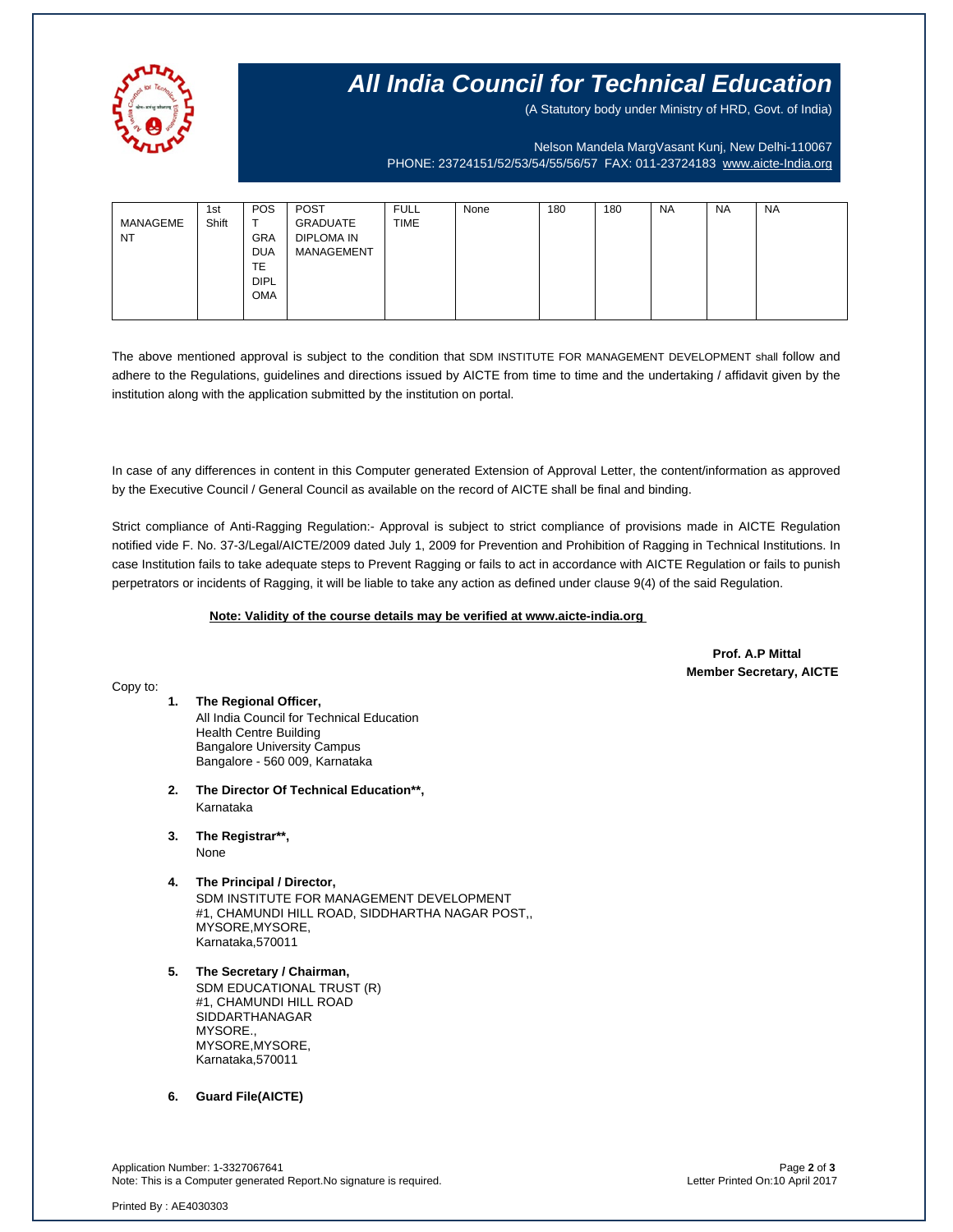# All India Council for Technical Education

(A Statutory body under Ministry of HRD, Govt. of India)

Nelson Mandela MargVasant Kunj, New Delhi-110067
PHONE: 23724151/52/53/54/55/56/57 FAX: 011-23724183 www.aicte-India.org

| | | | | | | | | | | |
|---|---|---|---|---|---|---|---|---|---|---|
| MANAGEMENT | 1st Shift | POST GRADUATE DIPLOMA | POST GRADUATE DIPLOMA IN MANAGEMENT | FULL TIME | None | 180 | 180 | NA | NA | NA |

The above mentioned approval is subject to the condition that SDM INSTITUTE FOR MANAGEMENT DEVELOPMENT shall follow and adhere to the Regulations, guidelines and directions issued by AICTE from time to time and the undertaking / affidavit given by the institution along with the application submitted by the institution on portal.

In case of any differences in content in this Computer generated Extension of Approval Letter, the content/information as approved by the Executive Council / General Council as available on the record of AICTE shall be final and binding.

Strict compliance of Anti-Ragging Regulation:- Approval is subject to strict compliance of provisions made in AICTE Regulation notified vide F. No. 37-3/Legal/AICTE/2009 dated July 1, 2009 for Prevention and Prohibition of Ragging in Technical Institutions. In case Institution fails to take adequate steps to Prevent Ragging or fails to act in accordance with AICTE Regulation or fails to punish perpetrators or incidents of Ragging, it will be liable to take any action as defined under clause 9(4) of the said Regulation.

**Note: Validity of the course details may be verified at www.aicte-india.org**

**Prof. A.P Mittal**
**Member Secretary, AICTE**

Copy to:

1. **The Regional Officer,**
   All India Council for Technical Education
   Health Centre Building
   Bangalore University Campus
   Bangalore - 560 009, Karnataka

2. **The Director Of Technical Education\*\*,**
   Karnataka

3. **The Registrar\*\*,**
   None

4. **The Principal / Director,**
   SDM INSTITUTE FOR MANAGEMENT DEVELOPMENT
   #1, CHAMUNDI HILL ROAD, SIDDHARTHA NAGAR POST,,
   MYSORE,MYSORE,
   Karnataka,570011

5. **The Secretary / Chairman,**
   SDM EDUCATIONAL TRUST (R)
   #1, CHAMUNDI HILL ROAD
   SIDDARTHANAGAR
   MYSORE.,
   MYSORE,MYSORE,
   Karnataka,570011

6. **Guard File(AICTE)**

Application Number: 1-3327067641
Note: This is a Computer generated Report.No signature is required.

Letter Printed On:10 April 2017

Printed By : AE4030303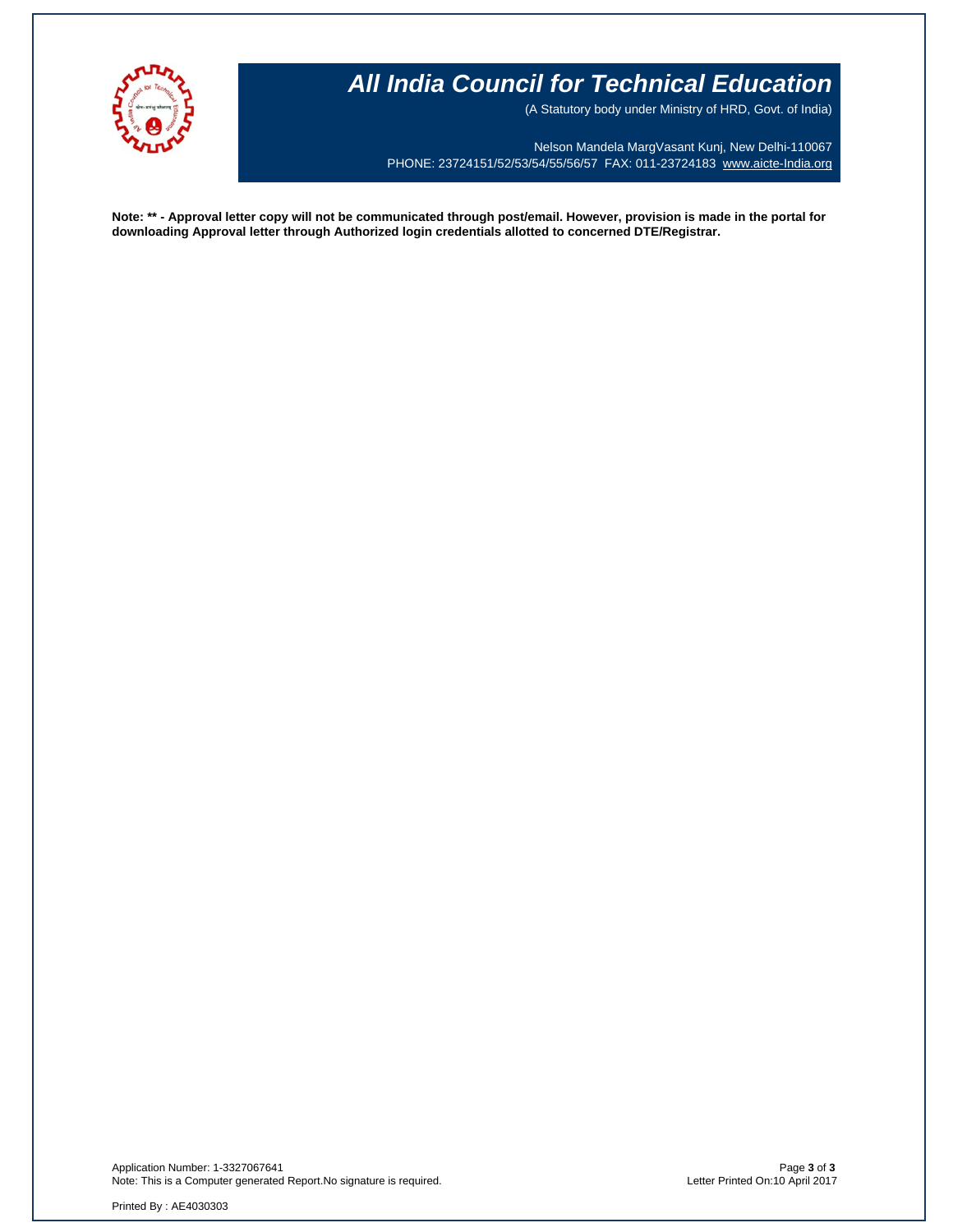**Note: ** - Approval letter copy will not be communicated through post/email. However, provision is made in the portal for downloading Approval letter through Authorized login credentials allotted to concerned DTE/Registrar.**